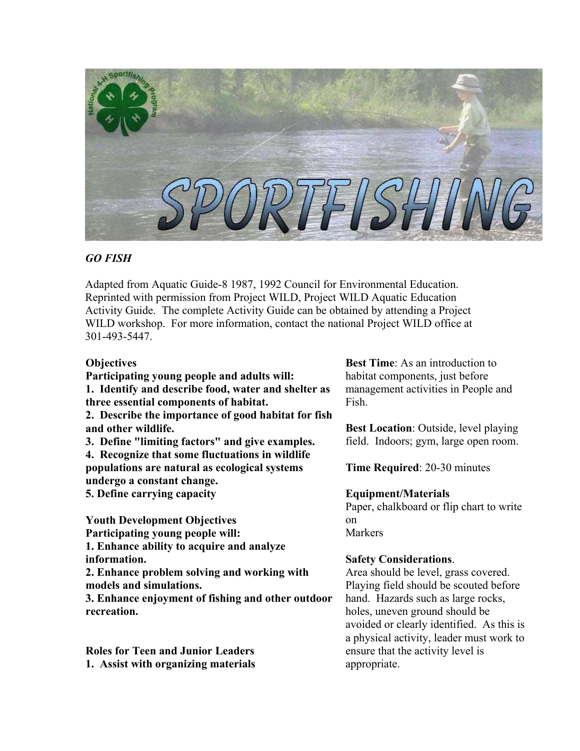# SPORTFISHING

## *GO FISH*

Adapted from Aquatic Guide-8 1987, 1992 Council for Environmental Education. Reprinted with permission from Project WILD, Project WILD Aquatic Education Activity Guide. The complete Activity Guide can be obtained by attending a Project WILD workshop. For more information, contact the national Project WILD office at 301-493-5447.

**Objectives**

**Participating young people and adults will:**

**1. Identify and describe food, water and shelter as three essential components of habitat.**

**2. Describe the importance of good habitat for fish and other wildlife.**

**3. Define "limiting factors" and give examples.**

**4. Recognize that some fluctuations in wildlife populations are natural as ecological systems undergo a constant change.**

**5. Define carrying capacity**

**Youth Development Objectives**

**Participating young people will:**

**1. Enhance ability to acquire and analyze information.**

**2. Enhance problem solving and working with models and simulations.**

**3. Enhance enjoyment of fishing and other outdoor recreation.**

**Roles for Teen and Junior Leaders**

**1. Assist with organizing materials**

**Best Time**: As an introduction to habitat components, just before management activities in People and Fish.

**Best Location**: Outside, level playing field. Indoors; gym, large open room.

**Time Required**: 20-30 minutes

**Equipment/Materials**

Paper, chalkboard or flip chart to write on

Markers

**Safety Considerations**.

Area should be level, grass covered. Playing field should be scouted before hand. Hazards such as large rocks, holes, uneven ground should be avoided or clearly identified. As this is a physical activity, leader must work to ensure that the activity level is appropriate.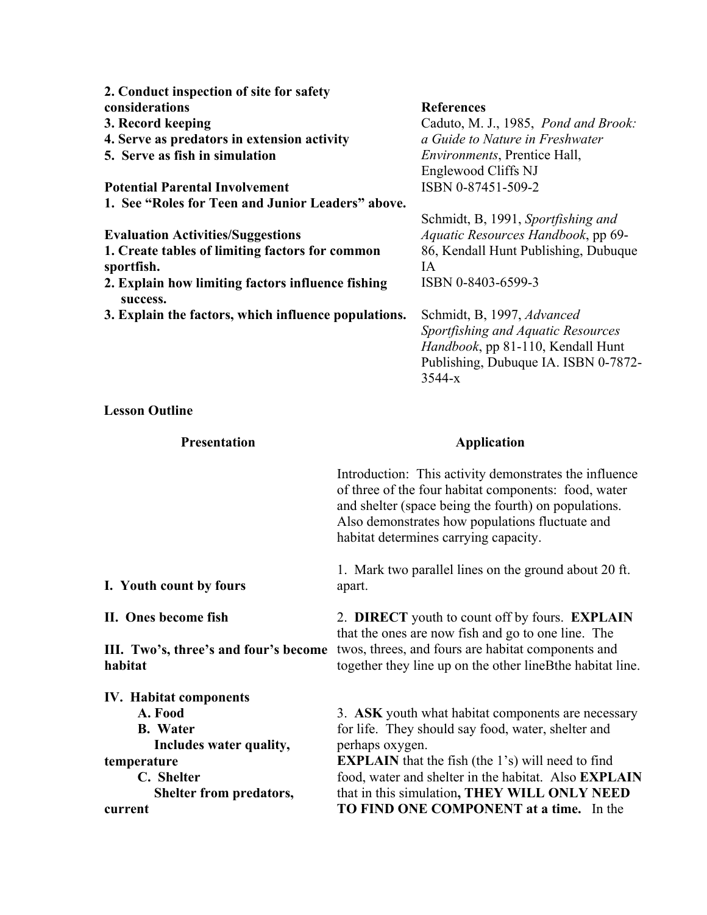**2. Conduct inspection of site for safety considerations**
**3. Record keeping**
**4. Serve as predators in extension activity**
**5. Serve as fish in simulation**

**Potential Parental Involvement**
**1. See "Roles for Teen and Junior Leaders" above.**

**Evaluation Activities/Suggestions**
**1. Create tables of limiting factors for common sportfish.**
**2. Explain how limiting factors influence fishing success.**
**3. Explain the factors, which influence populations.**

**References**

Caduto, M. J., 1985, *Pond and Brook: a Guide to Nature in Freshwater Environments*, Prentice Hall, Englewood Cliffs NJ ISBN 0-87451-509-2

Schmidt, B, 1991, *Sportfishing and Aquatic Resources Handbook*, pp 69-86, Kendall Hunt Publishing, Dubuque IA ISBN 0-8403-6599-3

Schmidt, B, 1997, *Advanced Sportfishing and Aquatic Resources Handbook*, pp 81-110, Kendall Hunt Publishing, Dubuque IA. ISBN 0-7872-3544-x

**Lesson Outline**

| Presentation | Application |
|---|---|
| | Introduction: This activity demonstrates the influence of three of the four habitat components: food, water and shelter (space being the fourth) on populations. Also demonstrates how populations fluctuate and habitat determines carrying capacity. |
| **I. Youth count by fours** | 1. Mark two parallel lines on the ground about 20 ft. apart. |
| **II. Ones become fish**<br><br>**III. Two's, three's and four's become habitat** | 2. **DIRECT** youth to count off by fours. **EXPLAIN** that the ones are now fish and go to one line. The twos, threes, and fours are habitat components and together they line up on the other lineBthe habitat line. |
| **IV. Habitat components**<br>**A. Food**<br>**B. Water**<br>**Includes water quality, temperature**<br>**C. Shelter**<br>**Shelter from predators, current** | 3. **ASK** youth what habitat components are necessary for life. They should say food, water, shelter and perhaps oxygen.<br>**EXPLAIN** that the fish (the 1's) will need to find food, water and shelter in the habitat. Also **EXPLAIN** that in this simulation**, THEY WILL ONLY NEED TO FIND ONE COMPONENT at a time.** In the |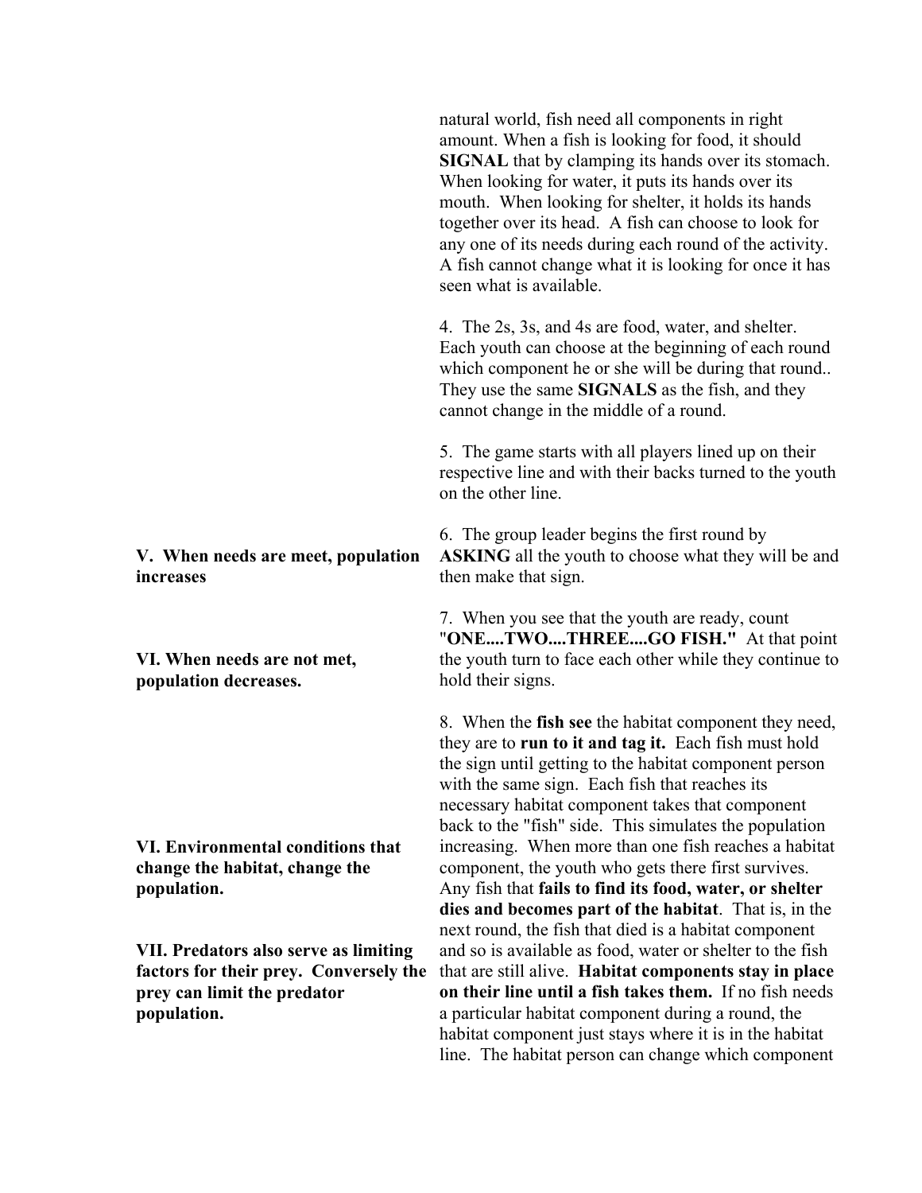natural world, fish need all components in right amount. When a fish is looking for food, it should **SIGNAL** that by clamping its hands over its stomach. When looking for water, it puts its hands over its mouth. When looking for shelter, it holds its hands together over its head. A fish can choose to look for any one of its needs during each round of the activity. A fish cannot change what it is looking for once it has seen what is available.

4. The 2s, 3s, and 4s are food, water, and shelter. Each youth can choose at the beginning of each round which component he or she will be during that round.. They use the same **SIGNALS** as the fish, and they cannot change in the middle of a round.

5. The game starts with all players lined up on their respective line and with their backs turned to the youth on the other line.

**V. When needs are meet, population increases**

6. The group leader begins the first round by **ASKING** all the youth to choose what they will be and then make that sign.

**VI. When needs are not met, population decreases.**

7. When you see that the youth are ready, count "**ONE....TWO....THREE....GO FISH."** At that point the youth turn to face each other while they continue to hold their signs.

**VI. Environmental conditions that change the habitat, change the population.**

**VII. Predators also serve as limiting factors for their prey. Conversely the prey can limit the predator population.**

8. When the **fish see** the habitat component they need, they are to **run to it and tag it.** Each fish must hold the sign until getting to the habitat component person with the same sign. Each fish that reaches its necessary habitat component takes that component back to the "fish" side. This simulates the population increasing. When more than one fish reaches a habitat component, the youth who gets there first survives. Any fish that **fails to find its food, water, or shelter dies and becomes part of the habitat**. That is, in the next round, the fish that died is a habitat component and so is available as food, water or shelter to the fish that are still alive. **Habitat components stay in place on their line until a fish takes them.** If no fish needs a particular habitat component during a round, the habitat component just stays where it is in the habitat line. The habitat person can change which component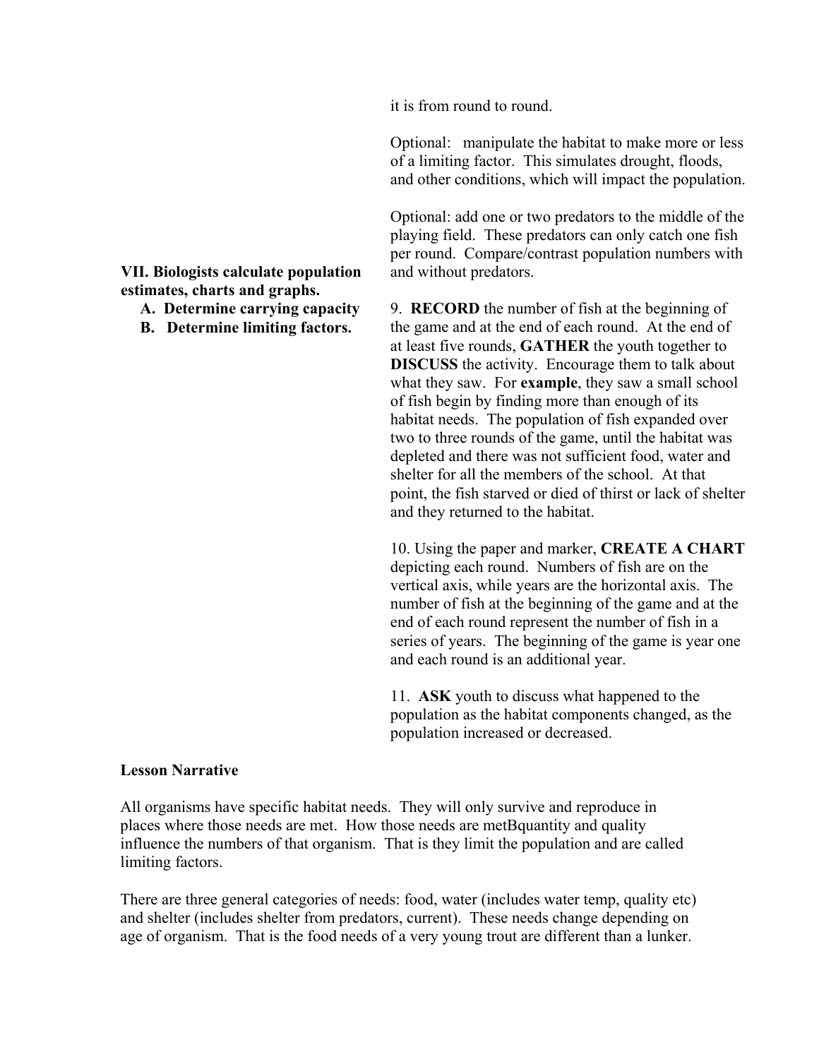it is from round to round.

Optional: manipulate the habitat to make more or less of a limiting factor. This simulates drought, floods, and other conditions, which will impact the population.

Optional: add one or two predators to the middle of the playing field. These predators can only catch one fish per round. Compare/contrast population numbers with and without predators.

**VII. Biologists calculate population estimates, charts and graphs.**

**A. Determine carrying capacity**

**B. Determine limiting factors.**

9. **RECORD** the number of fish at the beginning of the game and at the end of each round. At the end of at least five rounds, **GATHER** the youth together to **DISCUSS** the activity. Encourage them to talk about what they saw. For **example**, they saw a small school of fish begin by finding more than enough of its habitat needs. The population of fish expanded over two to three rounds of the game, until the habitat was depleted and there was not sufficient food, water and shelter for all the members of the school. At that point, the fish starved or died of thirst or lack of shelter and they returned to the habitat.

10. Using the paper and marker, **CREATE A CHART** depicting each round. Numbers of fish are on the vertical axis, while years are the horizontal axis. The number of fish at the beginning of the game and at the end of each round represent the number of fish in a series of years. The beginning of the game is year one and each round is an additional year.

11. **ASK** youth to discuss what happened to the population as the habitat components changed, as the population increased or decreased.

**Lesson Narrative**

All organisms have specific habitat needs. They will only survive and reproduce in places where those needs are met. How those needs are metBquantity and quality influence the numbers of that organism. That is they limit the population and are called limiting factors.

There are three general categories of needs: food, water (includes water temp, quality etc) and shelter (includes shelter from predators, current). These needs change depending on age of organism. That is the food needs of a very young trout are different than a lunker.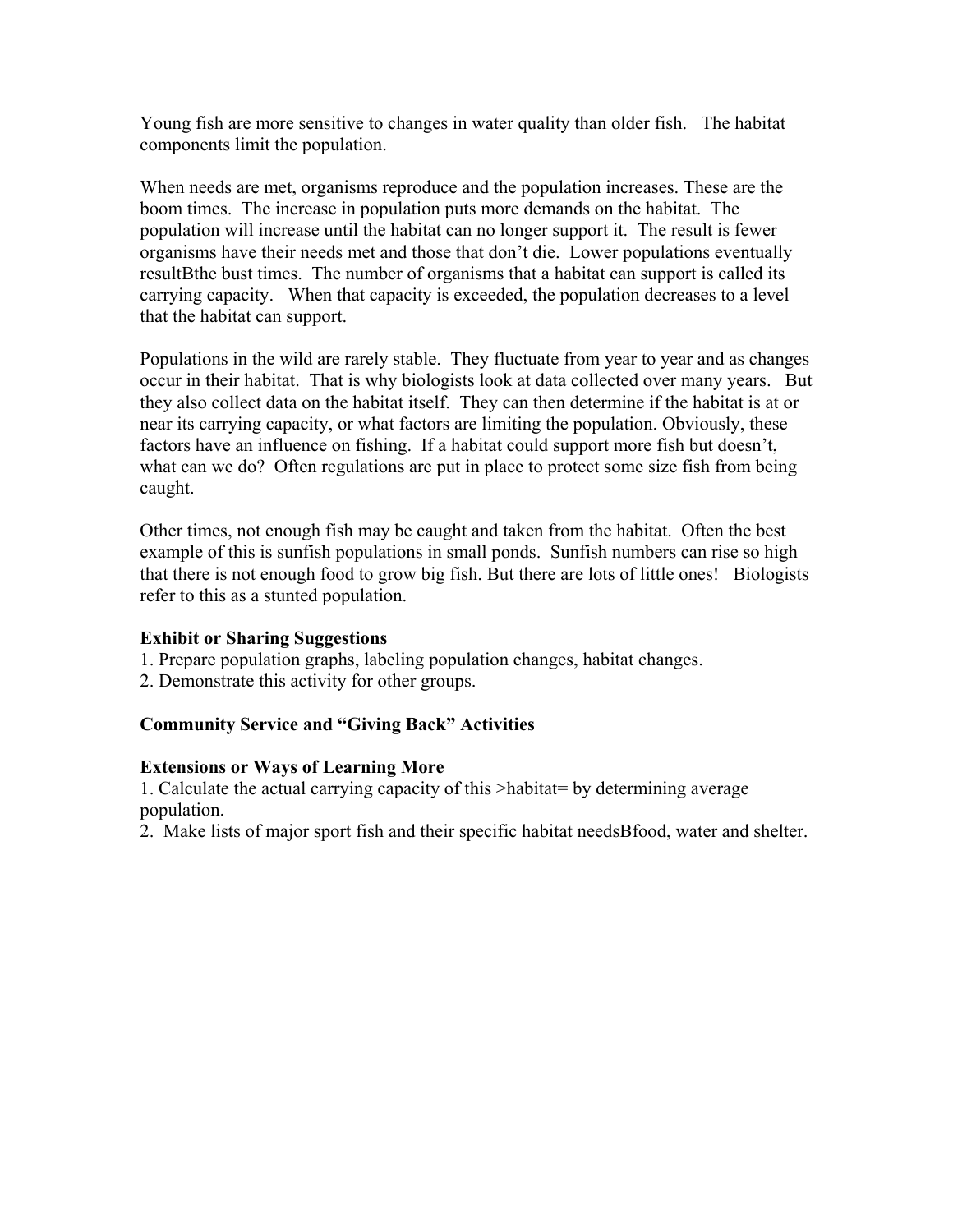Young fish are more sensitive to changes in water quality than older fish.   The habitat components limit the population.

When needs are met, organisms reproduce and the population increases. These are the boom times.  The increase in population puts more demands on the habitat.  The population will increase until the habitat can no longer support it.  The result is fewer organisms have their needs met and those that don't die.  Lower populations eventually resultBthe bust times.  The number of organisms that a habitat can support is called its carrying capacity.   When that capacity is exceeded, the population decreases to a level that the habitat can support.

Populations in the wild are rarely stable.  They fluctuate from year to year and as changes occur in their habitat.  That is why biologists look at data collected over many years.   But they also collect data on the habitat itself.  They can then determine if the habitat is at or near its carrying capacity, or what factors are limiting the population. Obviously, these factors have an influence on fishing.  If a habitat could support more fish but doesn't, what can we do?  Often regulations are put in place to protect some size fish from being caught.

Other times, not enough fish may be caught and taken from the habitat.  Often the best example of this is sunfish populations in small ponds.  Sunfish numbers can rise so high that there is not enough food to grow big fish. But there are lots of little ones!   Biologists refer to this as a stunted population.

**Exhibit or Sharing Suggestions**

1. Prepare population graphs, labeling population changes, habitat changes.
2. Demonstrate this activity for other groups.

**Community Service and "Giving Back" Activities**

**Extensions or Ways of Learning More**

1. Calculate the actual carrying capacity of this >habitat= by determining average population.
2. Make lists of major sport fish and their specific habitat needsBfood, water and shelter.